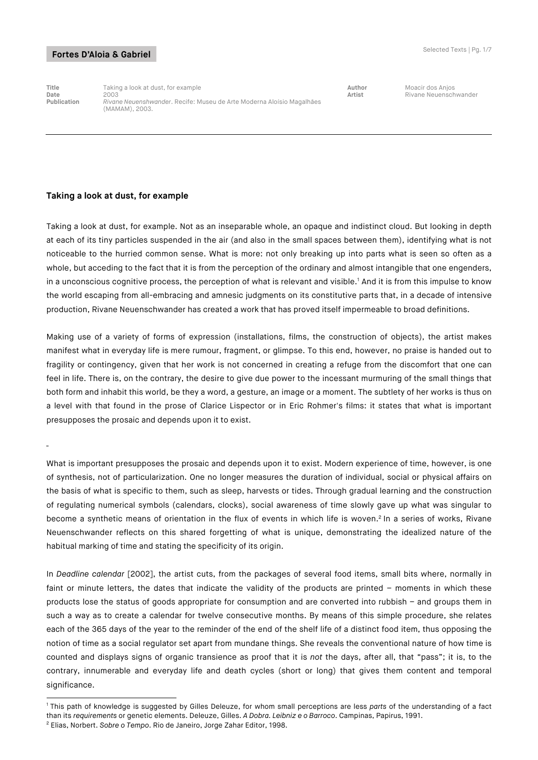| Title | Taking a look at dust, for example | Author | Moacir dos Anjos |
|---|---|---|---|
| Date | 2003 | Artist | Rivane Neuenschwander |
| Publication | *Rivane Neuenshwander*. Recife: Museu de Arte Moderna Aloísio Magalhães (MAMAM), 2003. | | |

# Taking a look at dust, for example

Taking a look at dust, for example. Not as an inseparable whole, an opaque and indistinct cloud. But looking in depth at each of its tiny particles suspended in the air (and also in the small spaces between them), identifying what is not noticeable to the hurried common sense. What is more: not only breaking up into parts what is seen so often as a whole, but acceding to the fact that it is from the perception of the ordinary and almost intangible that one engenders, in a unconscious cognitive process, the perception of what is relevant and visible.[1] And it is from this impulse to know the world escaping from all-embracing and amnesic judgments on its constitutive parts that, in a decade of intensive production, Rivane Neuenschwander has created a work that has proved itself impermeable to broad definitions.

Making use of a variety of forms of expression (installations, films, the construction of objects), the artist makes manifest what in everyday life is mere rumour, fragment, or glimpse. To this end, however, no praise is handed out to fragility or contingency, given that her work is not concerned in creating a refuge from the discomfort that one can feel in life. There is, on the contrary, the desire to give due power to the incessant murmuring of the small things that both form and inhabit this world, be they a word, a gesture, an image or a moment. The subtlety of her works is thus on a level with that found in the prose of Clarice Lispector or in Eric Rohmer's films: it states that what is important presupposes the prosaic and depends upon it to exist.

-

What is important presupposes the prosaic and depends upon it to exist. Modern experience of time, however, is one of synthesis, not of particularization. One no longer measures the duration of individual, social or physical affairs on the basis of what is specific to them, such as sleep, harvests or tides. Through gradual learning and the construction of regulating numerical symbols (calendars, clocks), social awareness of time slowly gave up what was singular to become a synthetic means of orientation in the flux of events in which life is woven.[2] In a series of works, Rivane Neuenschwander reflects on this shared forgetting of what is unique, demonstrating the idealized nature of the habitual marking of time and stating the specificity of its origin.

In *Deadline calendar* [2002], the artist cuts, from the packages of several food items, small bits where, normally in faint or minute letters, the dates that indicate the validity of the products are printed – moments in which these products lose the status of goods appropriate for consumption and are converted into rubbish – and groups them in such a way as to create a calendar for twelve consecutive months. By means of this simple procedure, she relates each of the 365 days of the year to the reminder of the end of the shelf life of a distinct food item, thus opposing the notion of time as a social regulator set apart from mundane things. She reveals the conventional nature of how time is counted and displays signs of organic transience as proof that it is *not* the days, after all, that "pass"; it is, to the contrary, innumerable and everyday life and death cycles (short or long) that gives them content and temporal significance.

---

[1] This path of knowledge is suggested by Gilles Deleuze, for whom small perceptions are less *parts* of the understanding of a fact than its *requirements* or genetic elements. Deleuze, Gilles. *A Dobra. Leibniz e o Barroco*. Campinas, Papirus, 1991.

[2] Elias, Norbert. *Sobre o Tempo*. Rio de Janeiro, Jorge Zahar Editor, 1998.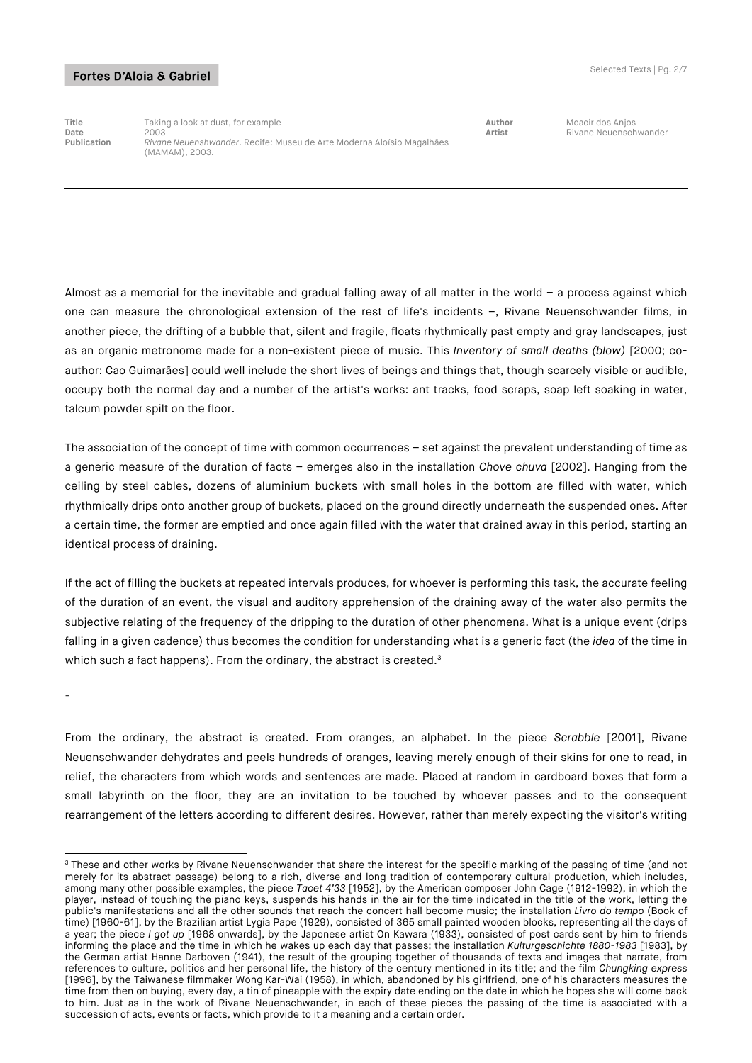| Title | Taking a look at dust, for example | Author | Moacir dos Anjos |
| --- | --- | --- | --- |
| Date | 2003 | Artist | Rivane Neuenschwander |
| Publication | *Rivane Neuenshwander*. Recife: Museu de Arte Moderna Aloísio Magalhães (MAMAM), 2003. | | |

Almost as a memorial for the inevitable and gradual falling away of all matter in the world – a process against which one can measure the chronological extension of the rest of life's incidents –, Rivane Neuenschwander films, in another piece, the drifting of a bubble that, silent and fragile, floats rhythmically past empty and gray landscapes, just as an organic metronome made for a non-existent piece of music. This *Inventory of small deaths (blow)* [2000; co-author: Cao Guimarães] could well include the short lives of beings and things that, though scarcely visible or audible, occupy both the normal day and a number of the artist's works: ant tracks, food scraps, soap left soaking in water, talcum powder spilt on the floor.

The association of the concept of time with common occurrences – set against the prevalent understanding of time as a generic measure of the duration of facts – emerges also in the installation *Chove chuva* [2002]. Hanging from the ceiling by steel cables, dozens of aluminium buckets with small holes in the bottom are filled with water, which rhythmically drips onto another group of buckets, placed on the ground directly underneath the suspended ones. After a certain time, the former are emptied and once again filled with the water that drained away in this period, starting an identical process of draining.

If the act of filling the buckets at repeated intervals produces, for whoever is performing this task, the accurate feeling of the duration of an event, the visual and auditory apprehension of the draining away of the water also permits the subjective relating of the frequency of the dripping to the duration of other phenomena. What is a unique event (drips falling in a given cadence) thus becomes the condition for understanding what is a generic fact (the *idea* of the time in which such a fact happens). From the ordinary, the abstract is created.[3]

-

From the ordinary, the abstract is created. From oranges, an alphabet. In the piece *Scrabble* [2001], Rivane Neuenschwander dehydrates and peels hundreds of oranges, leaving merely enough of their skins for one to read, in relief, the characters from which words and sentences are made. Placed at random in cardboard boxes that form a small labyrinth on the floor, they are an invitation to be touched by whoever passes and to the consequent rearrangement of the letters according to different desires. However, rather than merely expecting the visitor's writing

---

[3] These and other works by Rivane Neuenschwander that share the interest for the specific marking of the passing of time (and not merely for its abstract passage) belong to a rich, diverse and long tradition of contemporary cultural production, which includes, among many other possible examples, the piece *Tacet 4'33* [1952], by the American composer John Cage (1912-1992), in which the player, instead of touching the piano keys, suspends his hands in the air for the time indicated in the title of the work, letting the public's manifestations and all the other sounds that reach the concert hall become music; the installation *Livro do tempo* (Book of time) [1960-61], by the Brazilian artist Lygia Pape (1929), consisted of 365 small painted wooden blocks, representing all the days of a year; the piece *I got up* [1968 onwards], by the Japonese artist On Kawara (1933), consisted of post cards sent by him to friends informing the place and the time in which he wakes up each day that passes; the installation *Kulturgeschichte 1880-1983* [1983], by the German artist Hanne Darboven (1941), the result of the grouping together of thousands of texts and images that narrate, from references to culture, politics and her personal life, the history of the century mentioned in its title; and the film *Chungking express* [1996], by the Taiwanese filmmaker Wong Kar-Wai (1958), in which, abandoned by his girlfriend, one of his characters measures the time from then on buying, every day, a tin of pineapple with the expiry date ending on the date in which he hopes she will come back to him. Just as in the work of Rivane Neuenschwander, in each of these pieces the passing of the time is associated with a succession of acts, events or facts, which provide to it a meaning and a certain order.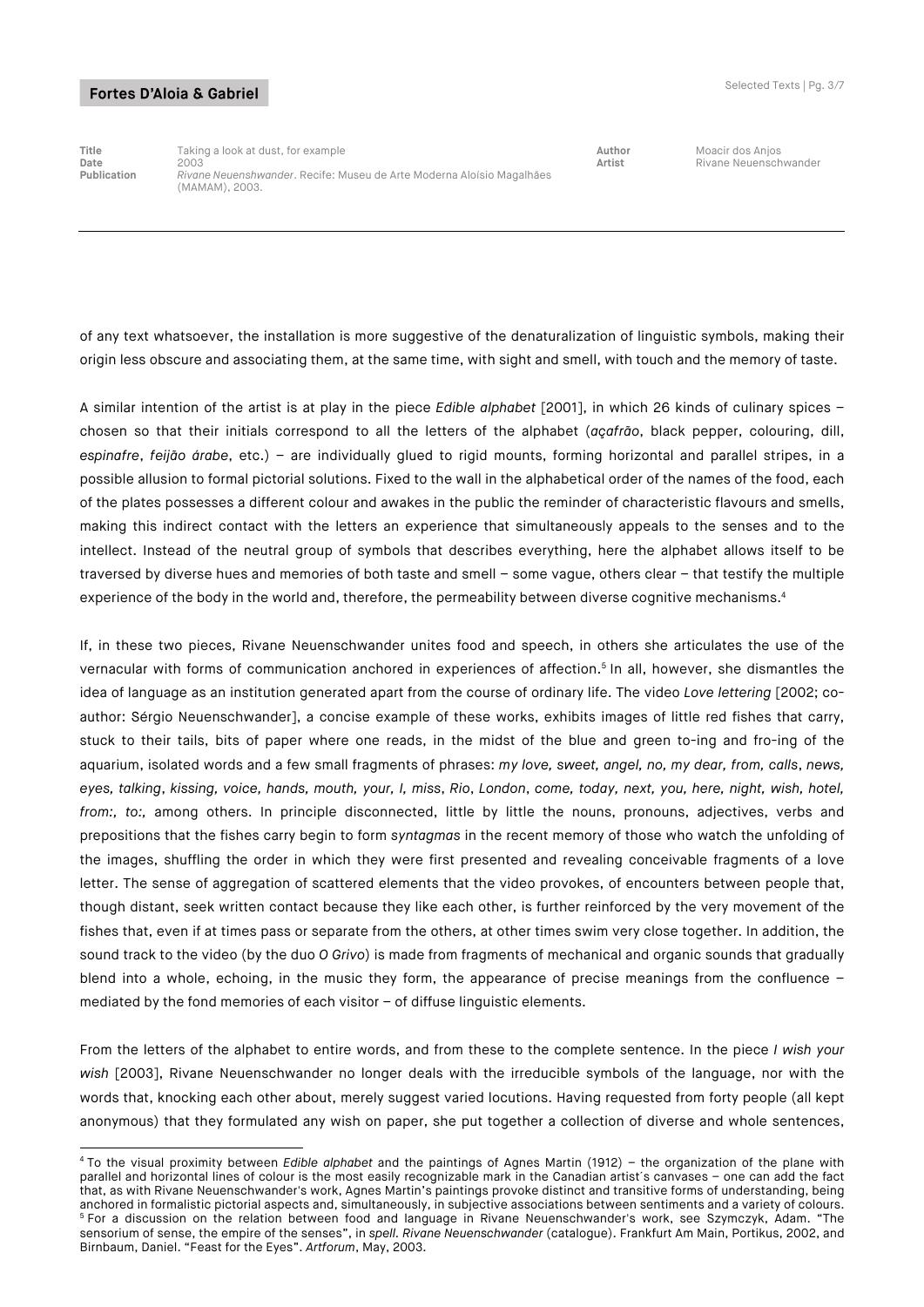| Title | Taking a look at dust, for example | Author | Moacir dos Anjos |
| --- | --- | --- | --- |
| Date | 2003 | Artist | Rivane Neuenschwander |
| Publication | *Rivane Neuenshwander*. Recife: Museu de Arte Moderna Aloísio Magalhães (MAMAM), 2003. | | |

of any text whatsoever, the installation is more suggestive of the denaturalization of linguistic symbols, making their origin less obscure and associating them, at the same time, with sight and smell, with touch and the memory of taste.

A similar intention of the artist is at play in the piece *Edible alphabet* [2001], in which 26 kinds of culinary spices – chosen so that their initials correspond to all the letters of the alphabet (*açafrão*, black pepper, colouring, dill, *espinafre*, *feijão árabe*, etc.) – are individually glued to rigid mounts, forming horizontal and parallel stripes, in a possible allusion to formal pictorial solutions. Fixed to the wall in the alphabetical order of the names of the food, each of the plates possesses a different colour and awakes in the public the reminder of characteristic flavours and smells, making this indirect contact with the letters an experience that simultaneously appeals to the senses and to the intellect. Instead of the neutral group of symbols that describes everything, here the alphabet allows itself to be traversed by diverse hues and memories of both taste and smell – some vague, others clear – that testify the multiple experience of the body in the world and, therefore, the permeability between diverse cognitive mechanisms.[4]

If, in these two pieces, Rivane Neuenschwander unites food and speech, in others she articulates the use of the vernacular with forms of communication anchored in experiences of affection.[5] In all, however, she dismantles the idea of language as an institution generated apart from the course of ordinary life. The video *Love lettering* [2002; co-author: Sérgio Neuenschwander], a concise example of these works, exhibits images of little red fishes that carry, stuck to their tails, bits of paper where one reads, in the midst of the blue and green to-ing and fro-ing of the aquarium, isolated words and a few small fragments of phrases: *my love, sweet, angel, no, my dear, from, calls*, *news, eyes, talking*, *kissing, voice, hands, mouth, your, I, miss*, *Rio*, *London*, *come, today, next, you, here, night, wish, hotel, from:, to:,* among others. In principle disconnected, little by little the nouns, pronouns, adjectives, verbs and prepositions that the fishes carry begin to form *syntagmas* in the recent memory of those who watch the unfolding of the images, shuffling the order in which they were first presented and revealing conceivable fragments of a love letter. The sense of aggregation of scattered elements that the video provokes, of encounters between people that, though distant, seek written contact because they like each other, is further reinforced by the very movement of the fishes that, even if at times pass or separate from the others, at other times swim very close together. In addition, the sound track to the video (by the duo *O Grivo*) is made from fragments of mechanical and organic sounds that gradually blend into a whole, echoing, in the music they form, the appearance of precise meanings from the confluence – mediated by the fond memories of each visitor – of diffuse linguistic elements.

From the letters of the alphabet to entire words, and from these to the complete sentence. In the piece *I wish your wish* [2003], Rivane Neuenschwander no longer deals with the irreducible symbols of the language, nor with the words that, knocking each other about, merely suggest varied locutions. Having requested from forty people (all kept anonymous) that they formulated any wish on paper, she put together a collection of diverse and whole sentences,

---

[4] To the visual proximity between *Edible alphabet* and the paintings of Agnes Martin (1912) – the organization of the plane with parallel and horizontal lines of colour is the most easily recognizable mark in the Canadian artist´s canvases – one can add the fact that, as with Rivane Neuenschwander's work, Agnes Martin's paintings provoke distinct and transitive forms of understanding, being anchored in formalistic pictorial aspects and, simultaneously, in subjective associations between sentiments and a variety of colours.

[5] For a discussion on the relation between food and language in Rivane Neuenschwander's work, see Szymczyk, Adam. "The sensorium of sense, the empire of the senses", in *spell. Rivane Neuenschwander* (catalogue). Frankfurt Am Main, Portikus, 2002, and Birnbaum, Daniel. "Feast for the Eyes". *Artforum*, May, 2003.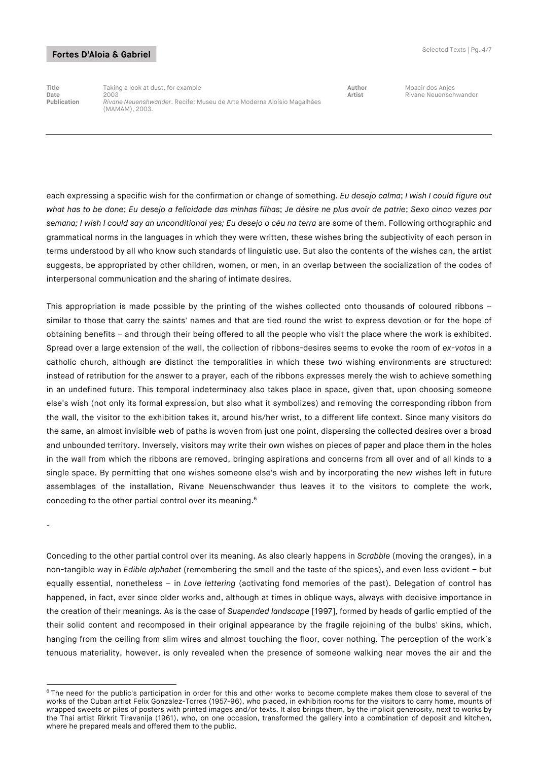| Title | Taking a look at dust, for example | Author | Moacir dos Anjos |
| --- | --- | --- | --- |
| Date | 2003 | Artist | Rivane Neuenschwander |
| Publication | *Rivane Neuenshwander*. Recife: Museu de Arte Moderna Aloísio Magalhães (MAMAM), 2003. | | |

each expressing a specific wish for the confirmation or change of something. *Eu desejo calma*; *I wish I could figure out what has to be done*; *Eu desejo a felicidade das minhas filhas*; *Je désire ne plus avoir de patrie*; *Sexo cinco vezes por semana; I wish I could say an unconditional yes; Eu desejo o céu na terra* are some of them. Following orthographic and grammatical norms in the languages in which they were written, these wishes bring the subjectivity of each person in terms understood by all who know such standards of linguistic use. But also the contents of the wishes can, the artist suggests, be appropriated by other children, women, or men, in an overlap between the socialization of the codes of interpersonal communication and the sharing of intimate desires.

This appropriation is made possible by the printing of the wishes collected onto thousands of coloured ribbons – similar to those that carry the saints' names and that are tied round the wrist to express devotion or for the hope of obtaining benefits – and through their being offered to all the people who visit the place where the work is exhibited. Spread over a large extension of the wall, the collection of ribbons-desires seems to evoke the room of *ex-votos* in a catholic church, although are distinct the temporalities in which these two wishing environments are structured: instead of retribution for the answer to a prayer, each of the ribbons expresses merely the wish to achieve something in an undefined future. This temporal indeterminacy also takes place in space, given that, upon choosing someone else's wish (not only its formal expression, but also what it symbolizes) and removing the corresponding ribbon from the wall, the visitor to the exhibition takes it, around his/her wrist, to a different life context. Since many visitors do the same, an almost invisible web of paths is woven from just one point, dispersing the collected desires over a broad and unbounded territory. Inversely, visitors may write their own wishes on pieces of paper and place them in the holes in the wall from which the ribbons are removed, bringing aspirations and concerns from all over and of all kinds to a single space. By permitting that one wishes someone else's wish and by incorporating the new wishes left in future assemblages of the installation, Rivane Neuenschwander thus leaves it to the visitors to complete the work, conceding to the other partial control over its meaning.[6]

-

Conceding to the other partial control over its meaning. As also clearly happens in *Scrabble* (moving the oranges), in a non-tangible way in *Edible alphabet* (remembering the smell and the taste of the spices), and even less evident – but equally essential, nonetheless – in *Love lettering* (activating fond memories of the past). Delegation of control has happened, in fact, ever since older works and, although at times in oblique ways, always with decisive importance in the creation of their meanings. As is the case of *Suspended landscape* [1997], formed by heads of garlic emptied of the their solid content and recomposed in their original appearance by the fragile rejoining of the bulbs' skins, which, hanging from the ceiling from slim wires and almost touching the floor, cover nothing. The perception of the work´s tenuous materiality, however, is only revealed when the presence of someone walking near moves the air and the

---

[6] The need for the public's participation in order for this and other works to become complete makes them close to several of the works of the Cuban artist Felix Gonzalez-Torres (1957-96), who placed, in exhibition rooms for the visitors to carry home, mounts of wrapped sweets or piles of posters with printed images and/or texts. It also brings them, by the implicit generosity, next to works by the Thai artist Rirkrit Tiravanija (1961), who, on one occasion, transformed the gallery into a combination of deposit and kitchen, where he prepared meals and offered them to the public.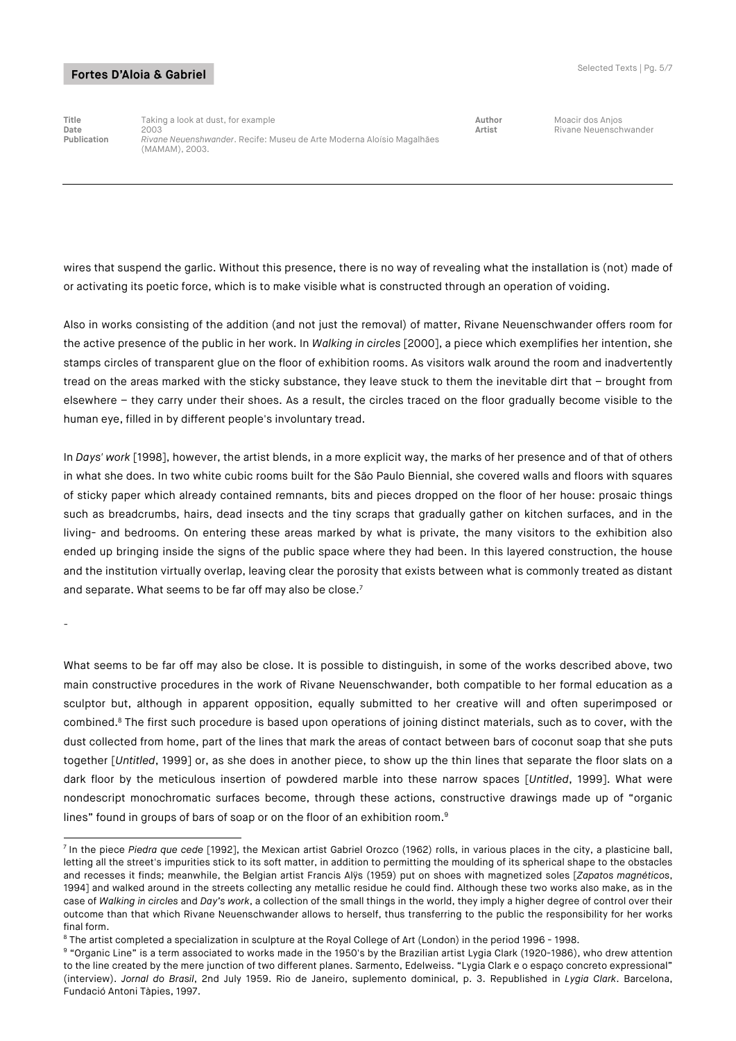wires that suspend the garlic. Without this presence, there is no way of revealing what the installation is (not) made of or activating its poetic force, which is to make visible what is constructed through an operation of voiding.

Also in works consisting of the addition (and not just the removal) of matter, Rivane Neuenschwander offers room for the active presence of the public in her work. In *Walking in circles* [2000], a piece which exemplifies her intention, she stamps circles of transparent glue on the floor of exhibition rooms. As visitors walk around the room and inadvertently tread on the areas marked with the sticky substance, they leave stuck to them the inevitable dirt that – brought from elsewhere – they carry under their shoes. As a result, the circles traced on the floor gradually become visible to the human eye, filled in by different people's involuntary tread.

In *Days' work* [1998], however, the artist blends, in a more explicit way, the marks of her presence and of that of others in what she does. In two white cubic rooms built for the São Paulo Biennial, she covered walls and floors with squares of sticky paper which already contained remnants, bits and pieces dropped on the floor of her house: prosaic things such as breadcrumbs, hairs, dead insects and the tiny scraps that gradually gather on kitchen surfaces, and in the living- and bedrooms. On entering these areas marked by what is private, the many visitors to the exhibition also ended up bringing inside the signs of the public space where they had been. In this layered construction, the house and the institution virtually overlap, leaving clear the porosity that exists between what is commonly treated as distant and separate. What seems to be far off may also be close.[7]

-

What seems to be far off may also be close. It is possible to distinguish, in some of the works described above, two main constructive procedures in the work of Rivane Neuenschwander, both compatible to her formal education as a sculptor but, although in apparent opposition, equally submitted to her creative will and often superimposed or combined.[8] The first such procedure is based upon operations of joining distinct materials, such as to cover, with the dust collected from home, part of the lines that mark the areas of contact between bars of coconut soap that she puts together [*Untitled*, 1999] or, as she does in another piece, to show up the thin lines that separate the floor slats on a dark floor by the meticulous insertion of powdered marble into these narrow spaces [*Untitled*, 1999]. What were nondescript monochromatic surfaces become, through these actions, constructive drawings made up of "organic lines" found in groups of bars of soap or on the floor of an exhibition room.[9]

---

[7] In the piece *Piedra que cede* [1992], the Mexican artist Gabriel Orozco (1962) rolls, in various places in the city, a plasticine ball, letting all the street's impurities stick to its soft matter, in addition to permitting the moulding of its spherical shape to the obstacles and recesses it finds; meanwhile, the Belgian artist Francis Alÿs (1959) put on shoes with magnetized soles [*Zapatos magnéticos*, 1994] and walked around in the streets collecting any metallic residue he could find. Although these two works also make, as in the case of *Walking in circles* and *Day's work*, a collection of the small things in the world, they imply a higher degree of control over their outcome than that which Rivane Neuenschwander allows to herself, thus transferring to the public the responsibility for her works final form.

[8] The artist completed a specialization in sculpture at the Royal College of Art (London) in the period 1996 - 1998.

[9] "Organic Line" is a term associated to works made in the 1950's by the Brazilian artist Lygia Clark (1920-1986), who drew attention to the line created by the mere junction of two different planes. Sarmento, Edelweiss. "Lygia Clark e o espaço concreto expressional" (interview). *Jornal do Brasil*, 2nd July 1959. Rio de Janeiro, suplemento dominical, p. 3. Republished in *Lygia Clark*. Barcelona, Fundació Antoni Tàpies, 1997.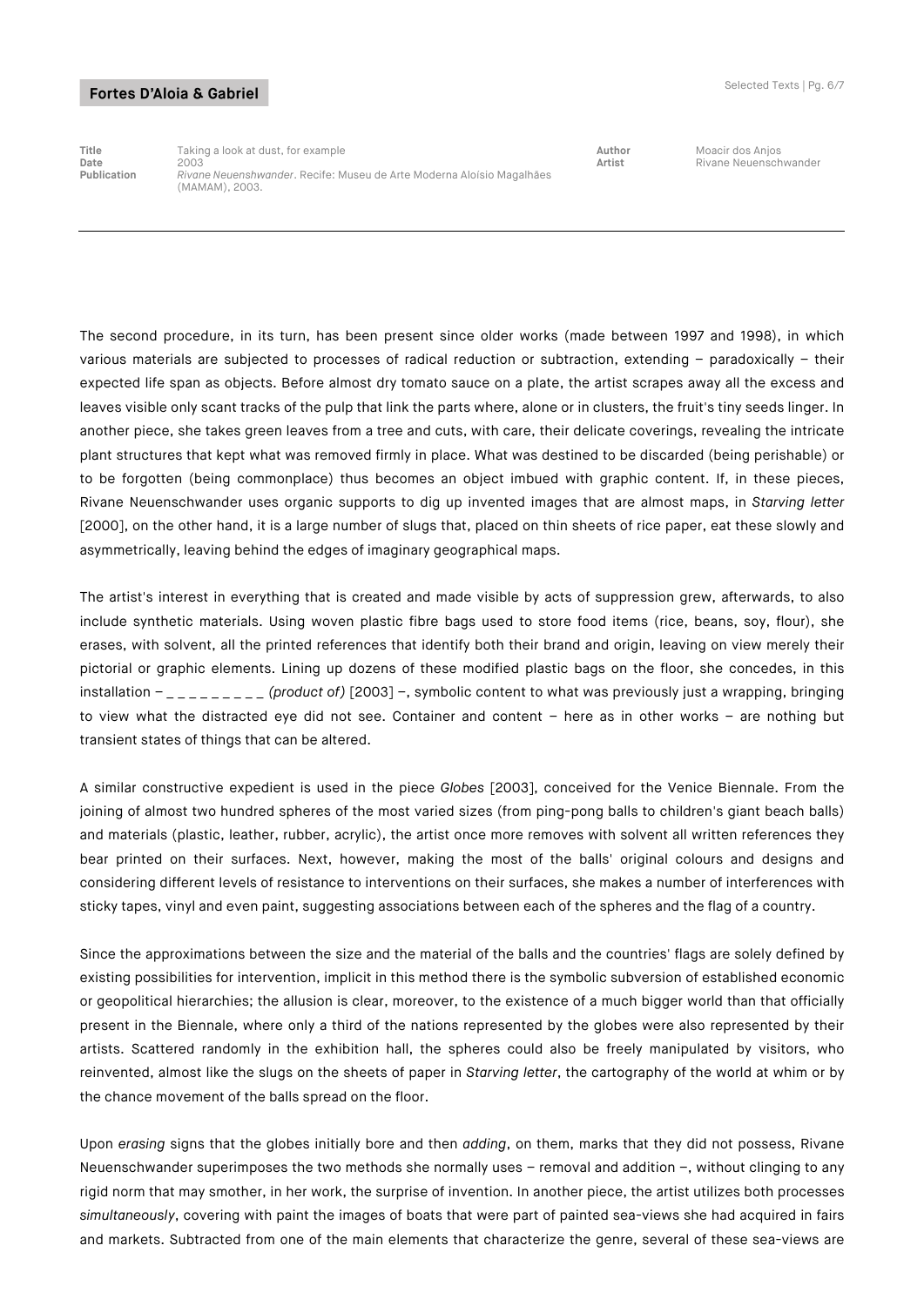| Title | Taking a look at dust, for example | Author | Moacir dos Anjos |
|---|---|---|---|
| Date | 2003 | Artist | Rivane Neuenschwander |
| Publication | *Rivane Neuenshwander*. Recife: Museu de Arte Moderna Aloísio Magalhães (MAMAM), 2003. | | |

The second procedure, in its turn, has been present since older works (made between 1997 and 1998), in which various materials are subjected to processes of radical reduction or subtraction, extending – paradoxically – their expected life span as objects. Before almost dry tomato sauce on a plate, the artist scrapes away all the excess and leaves visible only scant tracks of the pulp that link the parts where, alone or in clusters, the fruit's tiny seeds linger. In another piece, she takes green leaves from a tree and cuts, with care, their delicate coverings, revealing the intricate plant structures that kept what was removed firmly in place. What was destined to be discarded (being perishable) or to be forgotten (being commonplace) thus becomes an object imbued with graphic content. If, in these pieces, Rivane Neuenschwander uses organic supports to dig up invented images that are almost maps, in *Starving letter* [2000], on the other hand, it is a large number of slugs that, placed on thin sheets of rice paper, eat these slowly and asymmetrically, leaving behind the edges of imaginary geographical maps.

The artist's interest in everything that is created and made visible by acts of suppression grew, afterwards, to also include synthetic materials. Using woven plastic fibre bags used to store food items (rice, beans, soy, flour), she erases, with solvent, all the printed references that identify both their brand and origin, leaving on view merely their pictorial or graphic elements. Lining up dozens of these modified plastic bags on the floor, she concedes, in this installation – _ _ _ _ _ _ _ _ _ *(product of)* [2003] –, symbolic content to what was previously just a wrapping, bringing to view what the distracted eye did not see. Container and content – here as in other works – are nothing but transient states of things that can be altered.

A similar constructive expedient is used in the piece *Globes* [2003], conceived for the Venice Biennale. From the joining of almost two hundred spheres of the most varied sizes (from ping-pong balls to children's giant beach balls) and materials (plastic, leather, rubber, acrylic), the artist once more removes with solvent all written references they bear printed on their surfaces. Next, however, making the most of the balls' original colours and designs and considering different levels of resistance to interventions on their surfaces, she makes a number of interferences with sticky tapes, vinyl and even paint, suggesting associations between each of the spheres and the flag of a country.

Since the approximations between the size and the material of the balls and the countries' flags are solely defined by existing possibilities for intervention, implicit in this method there is the symbolic subversion of established economic or geopolitical hierarchies; the allusion is clear, moreover, to the existence of a much bigger world than that officially present in the Biennale, where only a third of the nations represented by the globes were also represented by their artists. Scattered randomly in the exhibition hall, the spheres could also be freely manipulated by visitors, who reinvented, almost like the slugs on the sheets of paper in *Starving letter*, the cartography of the world at whim or by the chance movement of the balls spread on the floor.

Upon *erasing* signs that the globes initially bore and then *adding*, on them, marks that they did not possess, Rivane Neuenschwander superimposes the two methods she normally uses – removal and addition –, without clinging to any rigid norm that may smother, in her work, the surprise of invention. In another piece, the artist utilizes both processes *simultaneously*, covering with paint the images of boats that were part of painted sea-views she had acquired in fairs and markets. Subtracted from one of the main elements that characterize the genre, several of these sea-views are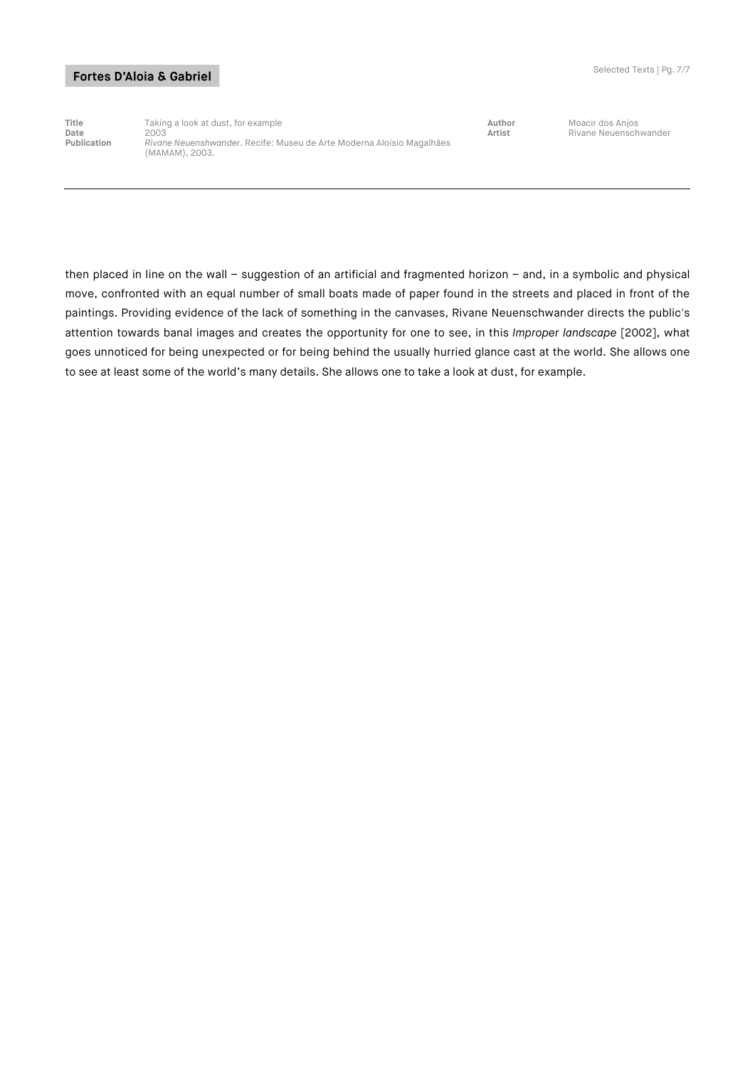| | | | |
|---|---|---|---|
| **Title** | Taking a look at dust, for example | **Author** | Moacir dos Anjos |
| **Date** | 2003 | **Artist** | Rivane Neuenschwander |
| **Publication** | *Rivane Neuenshwander*. Recife: Museu de Arte Moderna Aloísio Magalhães (MAMAM), 2003. | | |

---

then placed in line on the wall – suggestion of an artificial and fragmented horizon – and, in a symbolic and physical move, confronted with an equal number of small boats made of paper found in the streets and placed in front of the paintings. Providing evidence of the lack of something in the canvases, Rivane Neuenschwander directs the public's attention towards banal images and creates the opportunity for one to see, in this *Improper landscape* [2002], what goes unnoticed for being unexpected or for being behind the usually hurried glance cast at the world. She allows one to see at least some of the world's many details. She allows one to take a look at dust, for example.